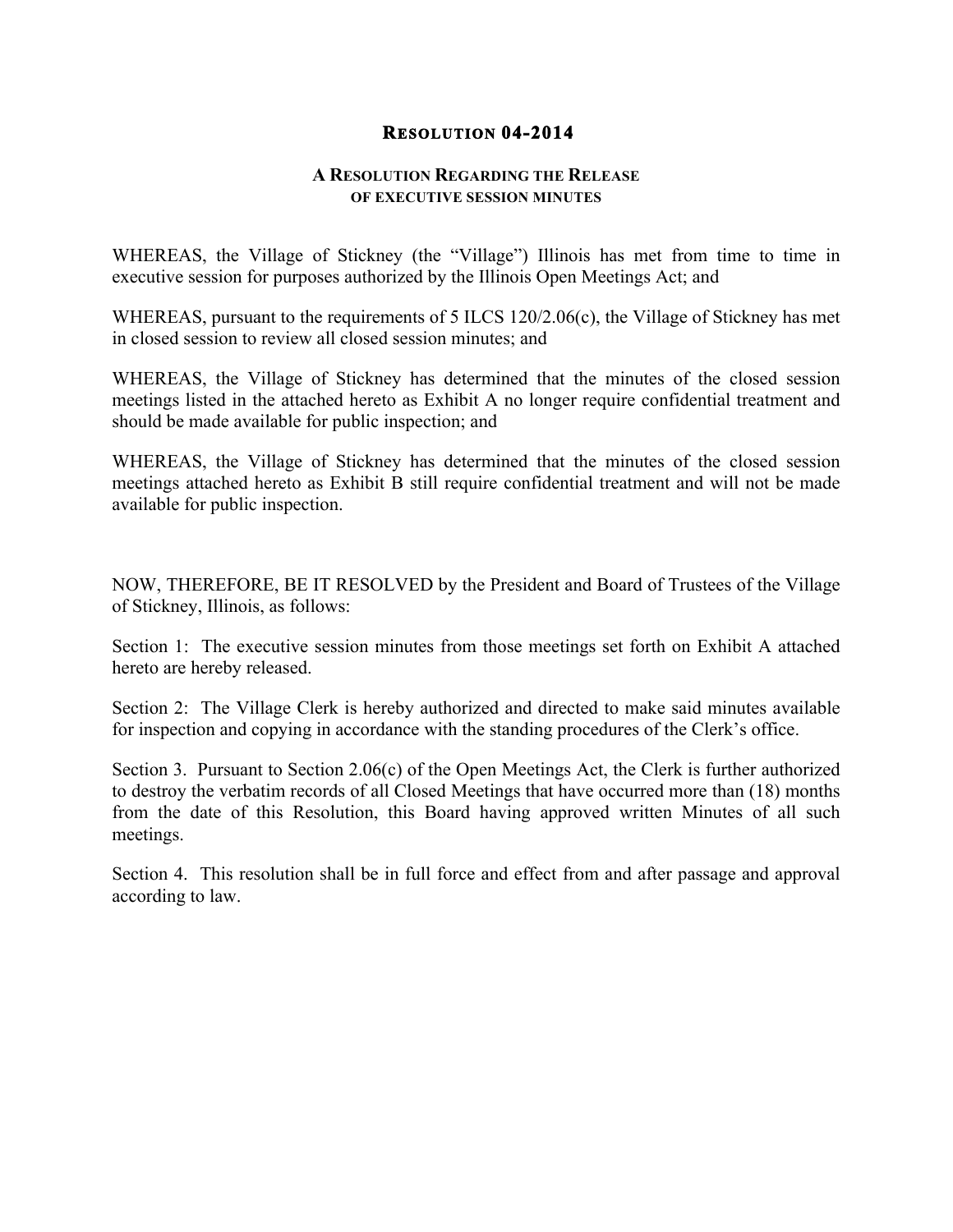# Resolution 04-2014

## A Resolution Regarding the Release of Executive Session Minutes

WHEREAS, the Village of Stickney (the "Village") Illinois has met from time to time in executive session for purposes authorized by the Illinois Open Meetings Act; and

WHEREAS, pursuant to the requirements of 5 ILCS 120/2.06(c), the Village of Stickney has met in closed session to review all closed session minutes; and

WHEREAS, the Village of Stickney has determined that the minutes of the closed session meetings listed in the attached hereto as Exhibit A no longer require confidential treatment and should be made available for public inspection; and

WHEREAS, the Village of Stickney has determined that the minutes of the closed session meetings attached hereto as Exhibit B still require confidential treatment and will not be made available for public inspection.

NOW, THEREFORE, BE IT RESOLVED by the President and Board of Trustees of the Village of Stickney, Illinois, as follows:

Section 1: The executive session minutes from those meetings set forth on Exhibit A attached hereto are hereby released.

Section 2: The Village Clerk is hereby authorized and directed to make said minutes available for inspection and copying in accordance with the standing procedures of the Clerk's office.

Section 3. Pursuant to Section 2.06(c) of the Open Meetings Act, the Clerk is further authorized to destroy the verbatim records of all Closed Meetings that have occurred more than (18) months from the date of this Resolution, this Board having approved written Minutes of all such meetings.

Section 4. This resolution shall be in full force and effect from and after passage and approval according to law.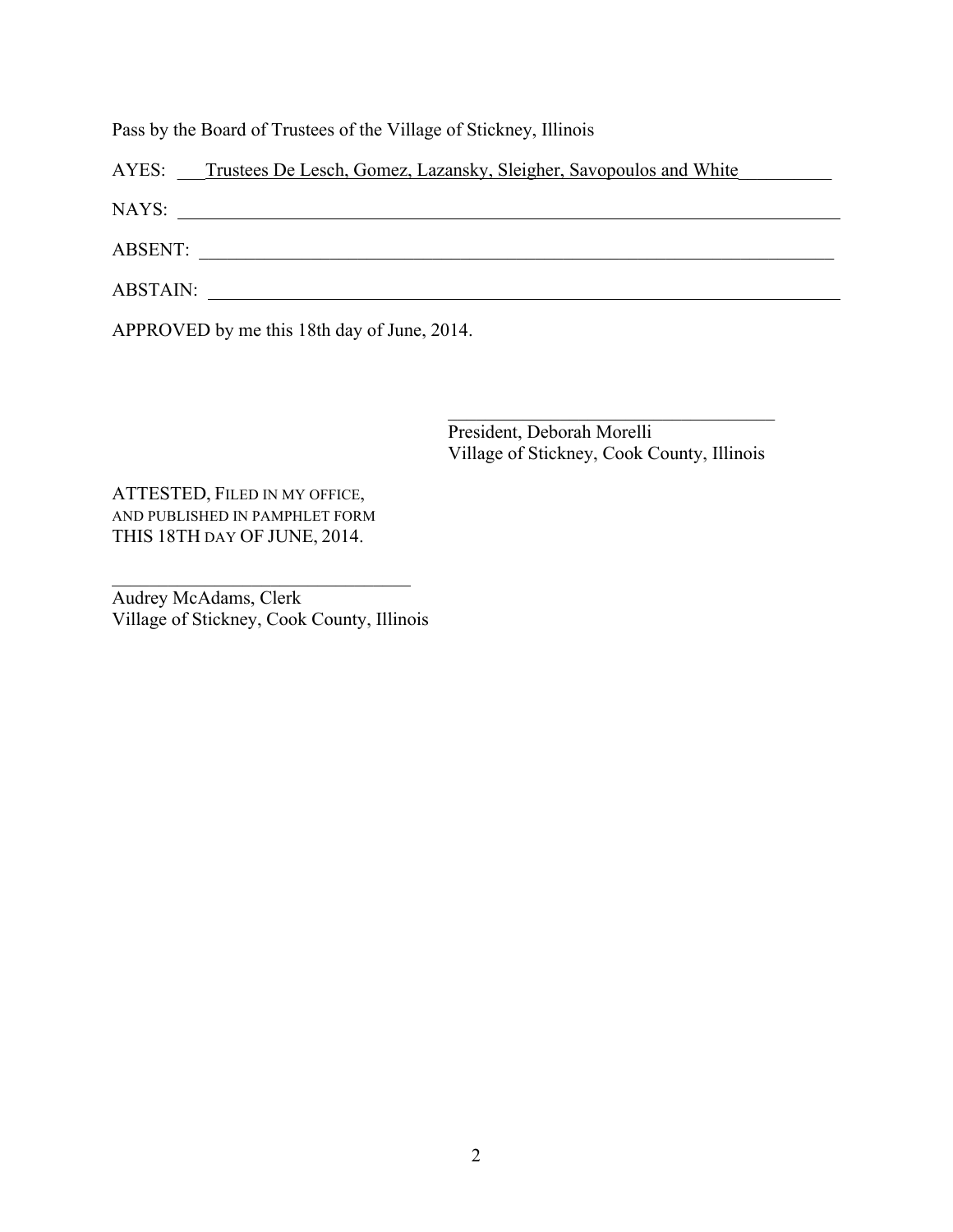Pass by the Board of Trustees of the Village of Stickney, Illinois

AYES: Trustees De Lesch, Gomez, Lazansky, Sleigher, Savopoulos and White

NAYS: ______________________________

ABSENT: ______________________________

ABSTAIN: ______________________________

APPROVED by me this 18th day of June, 2014.

______________________________
President, Deborah Morelli
Village of Stickney, Cook County, Illinois

ATTESTED, FILED IN MY OFFICE,
AND PUBLISHED IN PAMPHLET FORM
THIS 18TH DAY OF JUNE, 2014.

______________________________
Audrey McAdams, Clerk
Village of Stickney, Cook County, Illinois